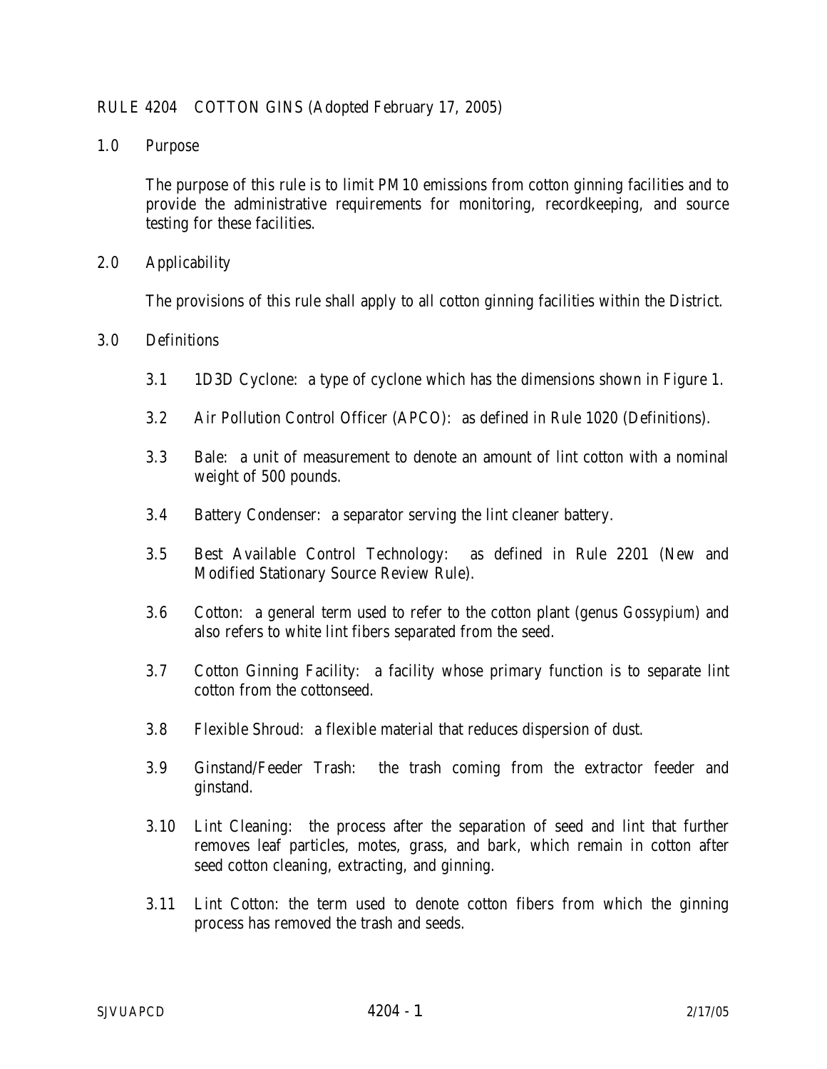# RULE 4204 COTTON GINS (Adopted February 17, 2005)

## 1.0 Purpose

The purpose of this rule is to limit PM10 emissions from cotton ginning facilities and to provide the administrative requirements for monitoring, recordkeeping, and source testing for these facilities.

## 2.0 Applicability

The provisions of this rule shall apply to all cotton ginning facilities within the District.

## 3.0 Definitions

3.1 1D3D Cyclone: a type of cyclone which has the dimensions shown in Figure 1.

3.2 Air Pollution Control Officer (APCO): as defined in Rule 1020 (Definitions).

3.3 Bale: a unit of measurement to denote an amount of lint cotton with a nominal weight of 500 pounds.

3.4 Battery Condenser: a separator serving the lint cleaner battery.

3.5 Best Available Control Technology: as defined in Rule 2201 (New and Modified Stationary Source Review Rule).

3.6 Cotton: a general term used to refer to the cotton plant (genus *Gossypium*) and also refers to white lint fibers separated from the seed.

3.7 Cotton Ginning Facility: a facility whose primary function is to separate lint cotton from the cottonseed.

3.8 Flexible Shroud: a flexible material that reduces dispersion of dust.

3.9 Ginstand/Feeder Trash: the trash coming from the extractor feeder and ginstand.

3.10 Lint Cleaning: the process after the separation of seed and lint that further removes leaf particles, motes, grass, and bark, which remain in cotton after seed cotton cleaning, extracting, and ginning.

3.11 Lint Cotton: the term used to denote cotton fibers from which the ginning process has removed the trash and seeds.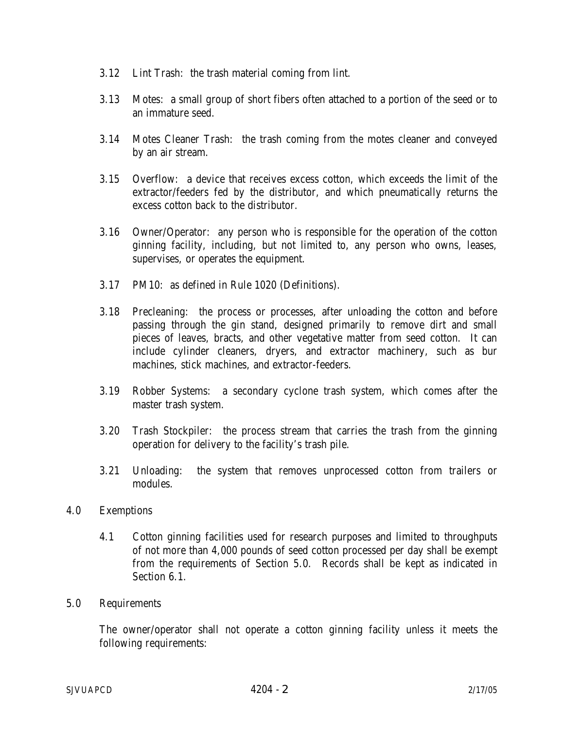3.12 Lint Trash: the trash material coming from lint.

3.13 Motes: a small group of short fibers often attached to a portion of the seed or to an immature seed.

3.14 Motes Cleaner Trash: the trash coming from the motes cleaner and conveyed by an air stream.

3.15 Overflow: a device that receives excess cotton, which exceeds the limit of the extractor/feeders fed by the distributor, and which pneumatically returns the excess cotton back to the distributor.

3.16 Owner/Operator: any person who is responsible for the operation of the cotton ginning facility, including, but not limited to, any person who owns, leases, supervises, or operates the equipment.

3.17 PM10: as defined in Rule 1020 (Definitions).

3.18 Precleaning: the process or processes, after unloading the cotton and before passing through the gin stand, designed primarily to remove dirt and small pieces of leaves, bracts, and other vegetative matter from seed cotton. It can include cylinder cleaners, dryers, and extractor machinery, such as bur machines, stick machines, and extractor-feeders.

3.19 Robber Systems: a secondary cyclone trash system, which comes after the master trash system.

3.20 Trash Stockpiler: the process stream that carries the trash from the ginning operation for delivery to the facility's trash pile.

3.21 Unloading: the system that removes unprocessed cotton from trailers or modules.

## 4.0 Exemptions

4.1 Cotton ginning facilities used for research purposes and limited to throughputs of not more than 4,000 pounds of seed cotton processed per day shall be exempt from the requirements of Section 5.0. Records shall be kept as indicated in Section 6.1.

## 5.0 Requirements

The owner/operator shall not operate a cotton ginning facility unless it meets the following requirements: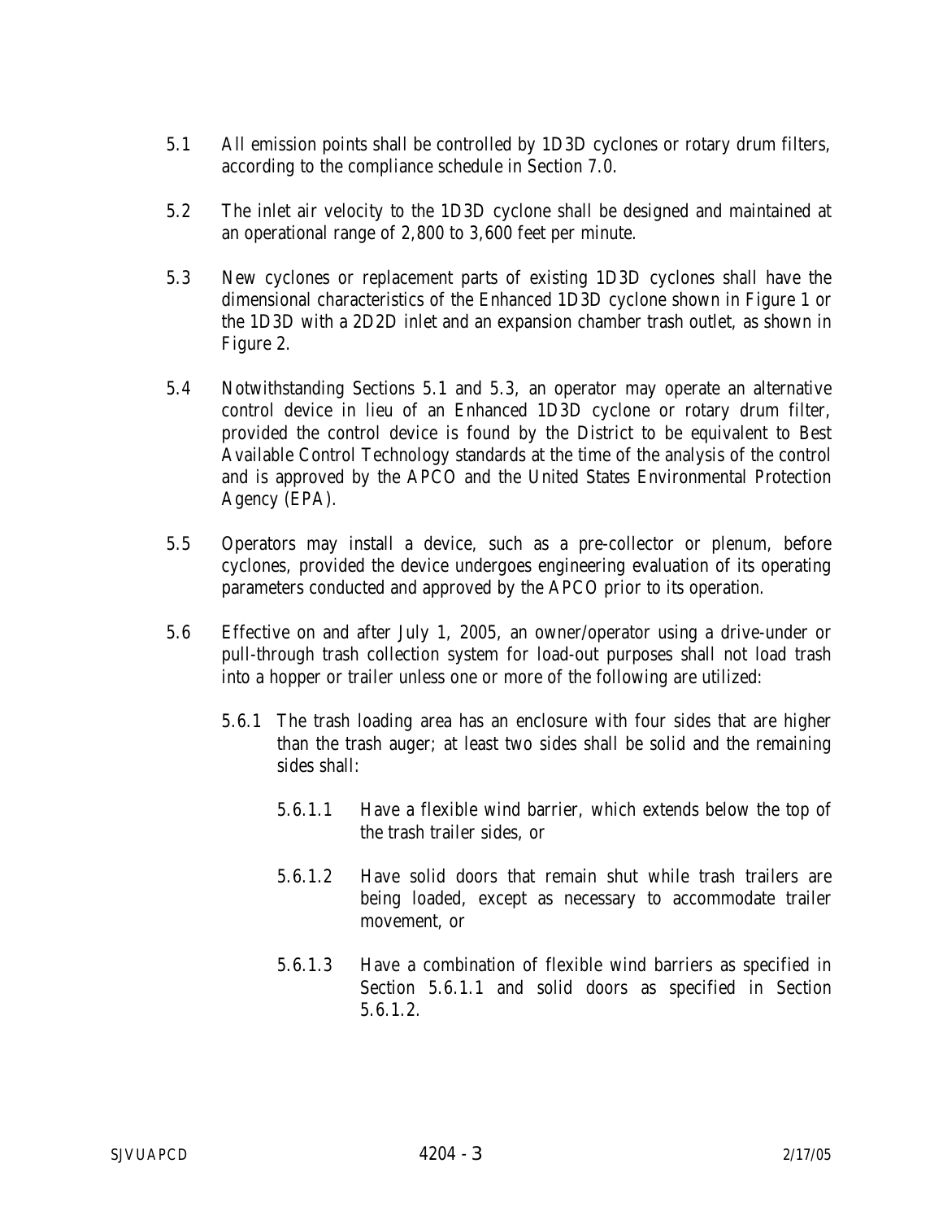5.1 All emission points shall be controlled by 1D3D cyclones or rotary drum filters, according to the compliance schedule in Section 7.0.

5.2 The inlet air velocity to the 1D3D cyclone shall be designed and maintained at an operational range of 2,800 to 3,600 feet per minute.

5.3 New cyclones or replacement parts of existing 1D3D cyclones shall have the dimensional characteristics of the Enhanced 1D3D cyclone shown in Figure 1 or the 1D3D with a 2D2D inlet and an expansion chamber trash outlet, as shown in Figure 2.

5.4 Notwithstanding Sections 5.1 and 5.3, an operator may operate an alternative control device in lieu of an Enhanced 1D3D cyclone or rotary drum filter, provided the control device is found by the District to be equivalent to Best Available Control Technology standards at the time of the analysis of the control and is approved by the APCO and the United States Environmental Protection Agency (EPA).

5.5 Operators may install a device, such as a pre-collector or plenum, before cyclones, provided the device undergoes engineering evaluation of its operating parameters conducted and approved by the APCO prior to its operation.

5.6 Effective on and after July 1, 2005, an owner/operator using a drive-under or pull-through trash collection system for load-out purposes shall not load trash into a hopper or trailer unless one or more of the following are utilized:

5.6.1 The trash loading area has an enclosure with four sides that are higher than the trash auger; at least two sides shall be solid and the remaining sides shall:

5.6.1.1 Have a flexible wind barrier, which extends below the top of the trash trailer sides, or

5.6.1.2 Have solid doors that remain shut while trash trailers are being loaded, except as necessary to accommodate trailer movement, or

5.6.1.3 Have a combination of flexible wind barriers as specified in Section 5.6.1.1 and solid doors as specified in Section 5.6.1.2.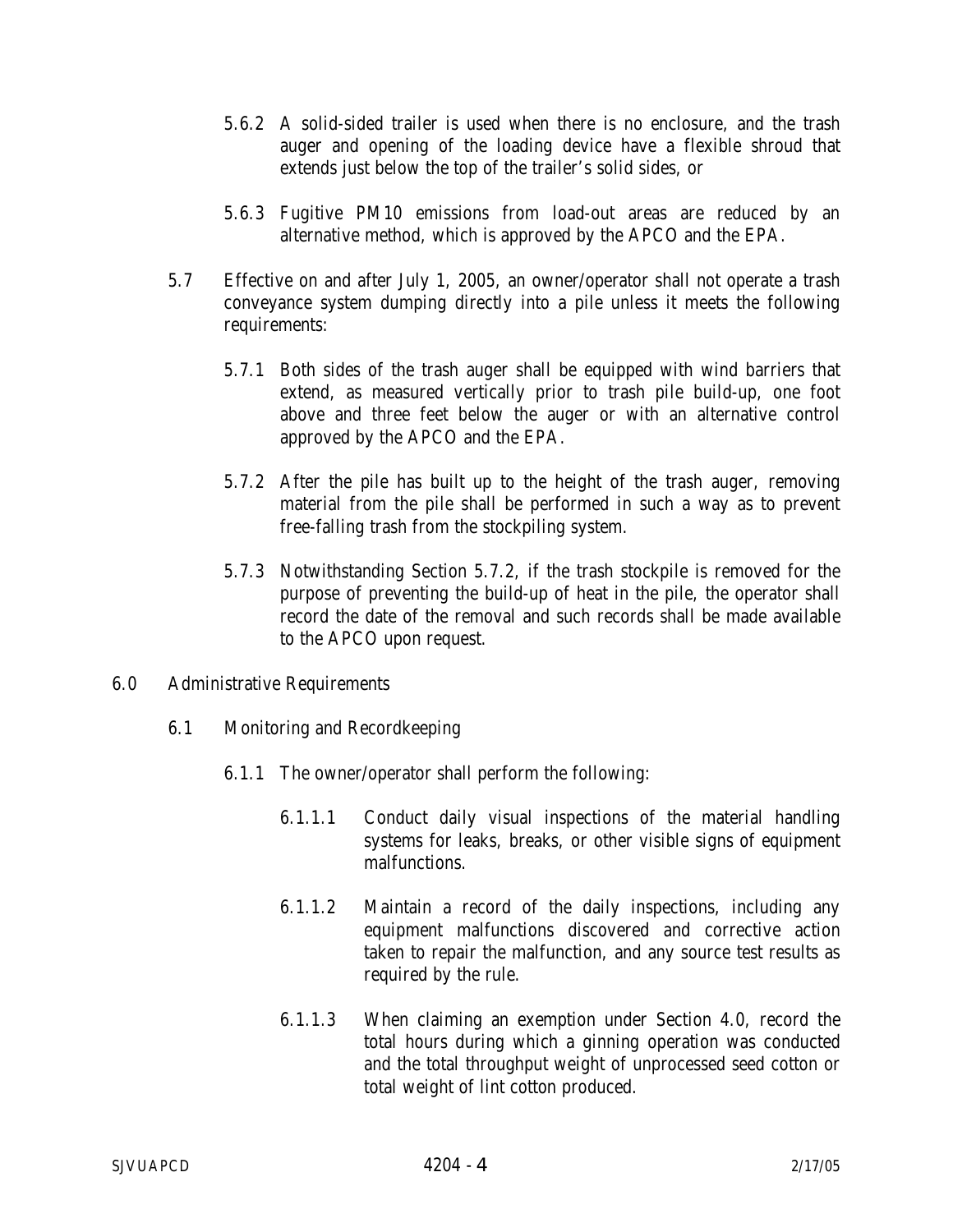5.6.2 A solid-sided trailer is used when there is no enclosure, and the trash auger and opening of the loading device have a flexible shroud that extends just below the top of the trailer's solid sides, or

5.6.3 Fugitive PM10 emissions from load-out areas are reduced by an alternative method, which is approved by the APCO and the EPA.

5.7 Effective on and after July 1, 2005, an owner/operator shall not operate a trash conveyance system dumping directly into a pile unless it meets the following requirements:

5.7.1 Both sides of the trash auger shall be equipped with wind barriers that extend, as measured vertically prior to trash pile build-up, one foot above and three feet below the auger or with an alternative control approved by the APCO and the EPA.

5.7.2 After the pile has built up to the height of the trash auger, removing material from the pile shall be performed in such a way as to prevent free-falling trash from the stockpiling system.

5.7.3 Notwithstanding Section 5.7.2, if the trash stockpile is removed for the purpose of preventing the build-up of heat in the pile, the operator shall record the date of the removal and such records shall be made available to the APCO upon request.

## 6.0 Administrative Requirements

### 6.1 Monitoring and Recordkeeping

6.1.1 The owner/operator shall perform the following:

6.1.1.1 Conduct daily visual inspections of the material handling systems for leaks, breaks, or other visible signs of equipment malfunctions.

6.1.1.2 Maintain a record of the daily inspections, including any equipment malfunctions discovered and corrective action taken to repair the malfunction, and any source test results as required by the rule.

6.1.1.3 When claiming an exemption under Section 4.0, record the total hours during which a ginning operation was conducted and the total throughput weight of unprocessed seed cotton or total weight of lint cotton produced.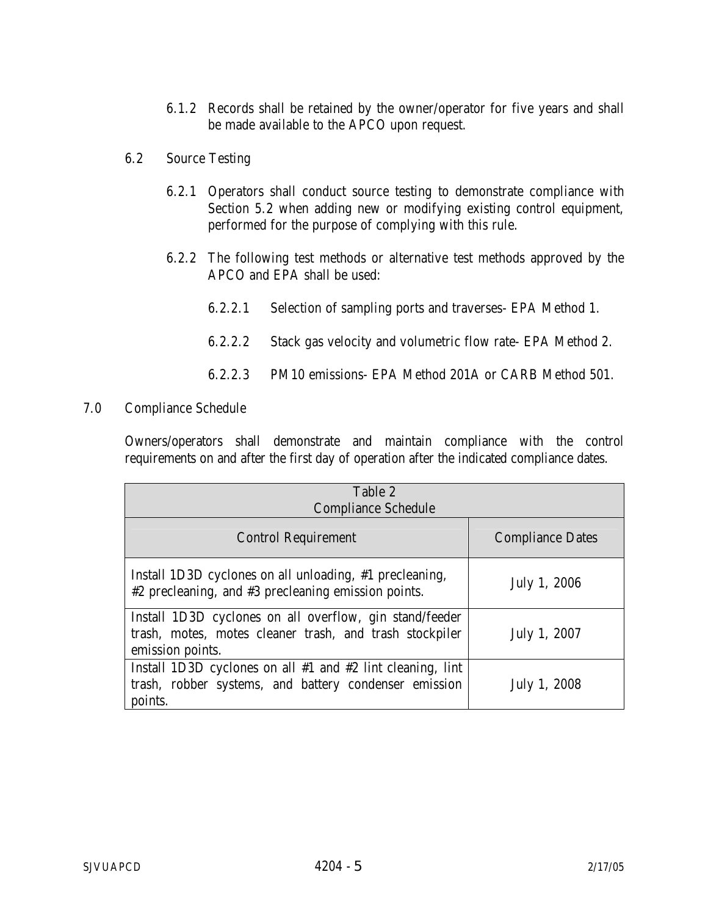6.1.2 Records shall be retained by the owner/operator for five years and shall be made available to the APCO upon request.

6.2 Source Testing

6.2.1 Operators shall conduct source testing to demonstrate compliance with Section 5.2 when adding new or modifying existing control equipment, performed for the purpose of complying with this rule.

6.2.2 The following test methods or alternative test methods approved by the APCO and EPA shall be used:

6.2.2.1 Selection of sampling ports and traverses- EPA Method 1.

6.2.2.2 Stack gas velocity and volumetric flow rate- EPA Method 2.

6.2.2.3 PM10 emissions- EPA Method 201A or CARB Method 501.

## 7.0 Compliance Schedule

Owners/operators shall demonstrate and maintain compliance with the control requirements on and after the first day of operation after the indicated compliance dates.

Table 2
Compliance Schedule

| Control Requirement | Compliance Dates |
|---|---|
| Install 1D3D cyclones on all unloading, #1 precleaning, #2 precleaning, and #3 precleaning emission points. | July 1, 2006 |
| Install 1D3D cyclones on all overflow, gin stand/feeder trash, motes, motes cleaner trash, and trash stockpiler emission points. | July 1, 2007 |
| Install 1D3D cyclones on all #1 and #2 lint cleaning, lint trash, robber systems, and battery condenser emission points. | July 1, 2008 |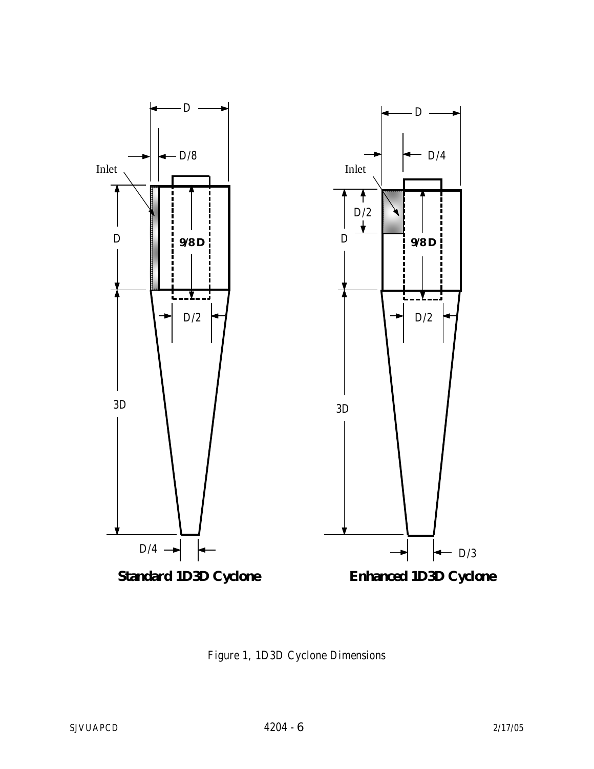Inlet

D

D/8

D

9/8 D

D/2

3D

D/4

**Standard 1D3D Cyclone**

Inlet

D

D/4

D/2

D

9/8 D

D/2

3D

D/3

**Enhanced 1D3D Cyclone**

*Figure 1, 1D3D Cyclone Dimensions*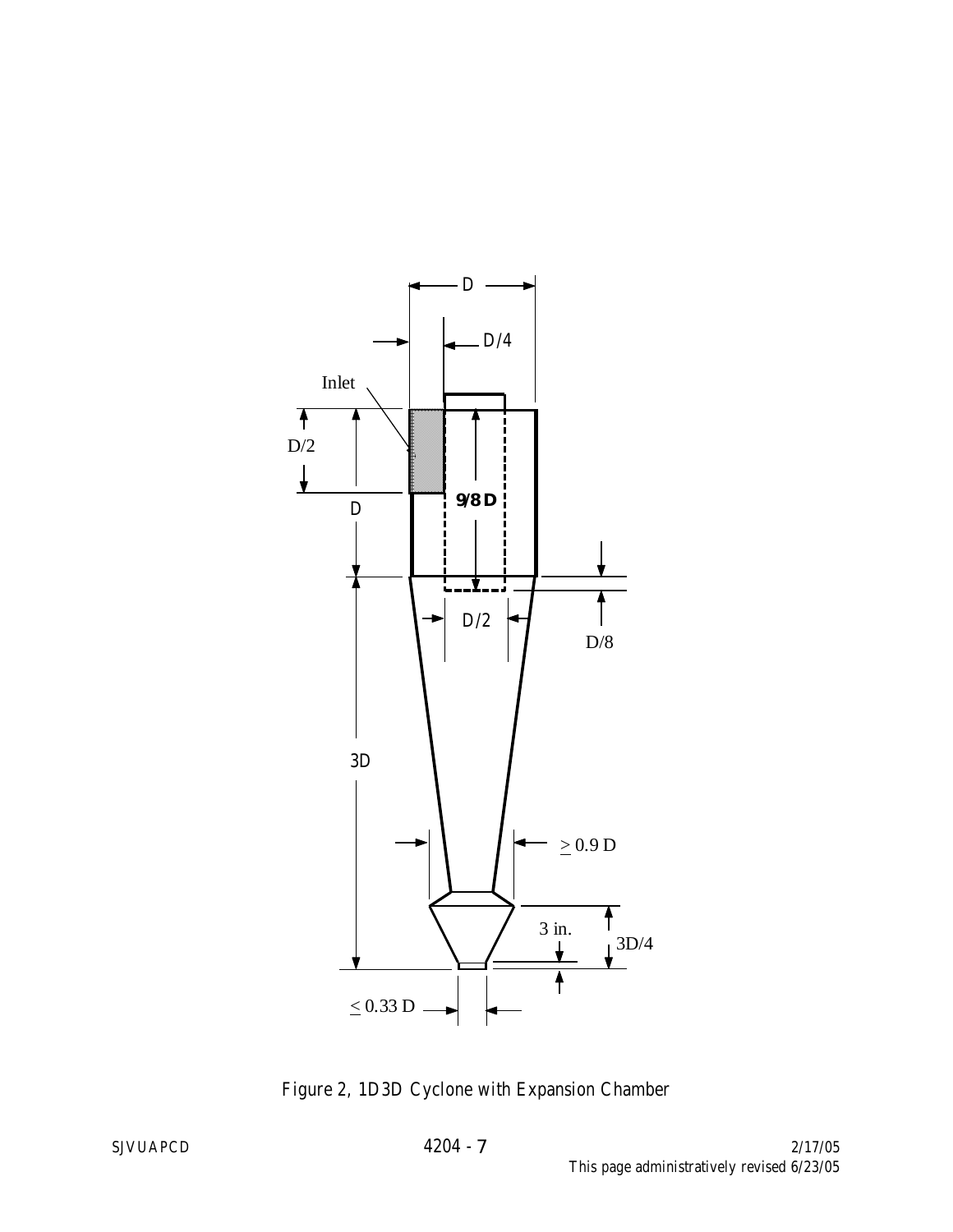Figure 2, 1D3D Cyclone with Expansion Chamber